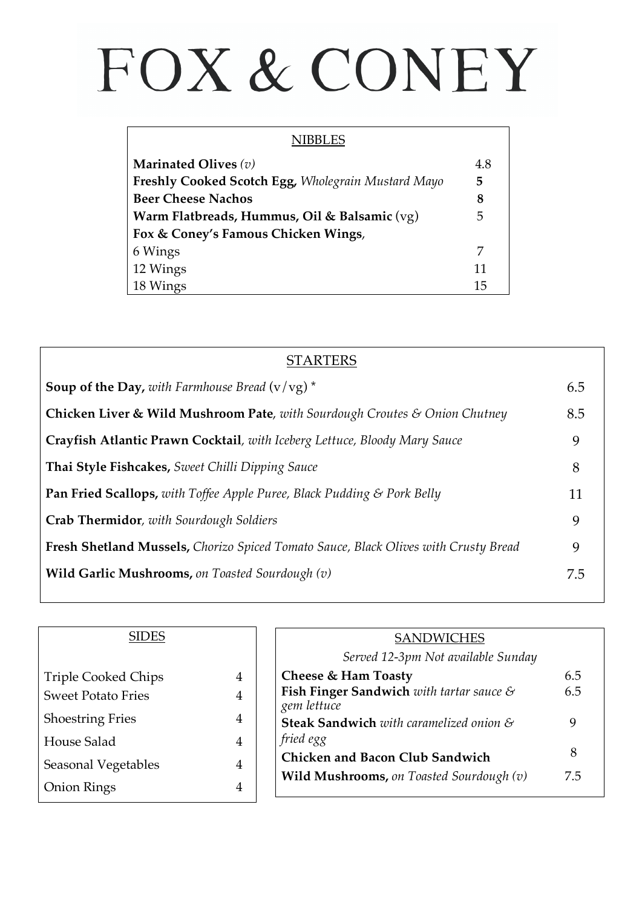# FOX & CONEY

## NIBBLES

| | |
|---|---|
| **Marinated Olives** *(v)* | 4.8 |
| **Freshly Cooked Scotch Egg,** *Wholegrain Mustard Mayo* | **5** |
| **Beer Cheese Nachos** | **8** |
| **Warm Flatbreads, Hummus, Oil & Balsamic** (vg) | 5 |
| **Fox & Coney's Famous Chicken Wings**, | |
| 6 Wings | 7 |
| 12 Wings | 11 |
| 18 Wings | 15 |

## STARTERS

| | |
|---|---|
| **Soup of the Day,** *with Farmhouse Bread* (v/vg) * | 6.5 |
| **Chicken Liver & Wild Mushroom Pate***, with Sourdough Croutes & Onion Chutney* | 8.5 |
| **Crayfish Atlantic Prawn Cocktail***, with Iceberg Lettuce, Bloody Mary Sauce* | 9 |
| **Thai Style Fishcakes,** *Sweet Chilli Dipping Sauce* | 8 |
| **Pan Fried Scallops,** *with Toffee Apple Puree, Black Pudding & Pork Belly* | 11 |
| **Crab Thermidor***, with Sourdough Soldiers* | 9 |
| **Fresh Shetland Mussels,** *Chorizo Spiced Tomato Sauce, Black Olives with Crusty Bread* | 9 |
| **Wild Garlic Mushrooms,** *on Toasted Sourdough (v)* | 7.5 |

## SIDES

| | |
|---|---|
| Triple Cooked Chips | 4 |
| Sweet Potato Fries | 4 |
| Shoestring Fries | 4 |
| House Salad | 4 |
| Seasonal Vegetables | 4 |
| Onion Rings | 4 |

## SANDWICHES

*Served 12-3pm Not available Sunday*

| | |
|---|---|
| **Cheese & Ham Toasty** | 6.5 |
| **Fish Finger Sandwich** *with tartar sauce & gem lettuce* | 6.5 |
| **Steak Sandwich** *with caramelized onion & fried egg* | 9 |
| **Chicken and Bacon Club Sandwich** | 8 |
| **Wild Mushrooms,** *on Toasted Sourdough (v)* | 7.5 |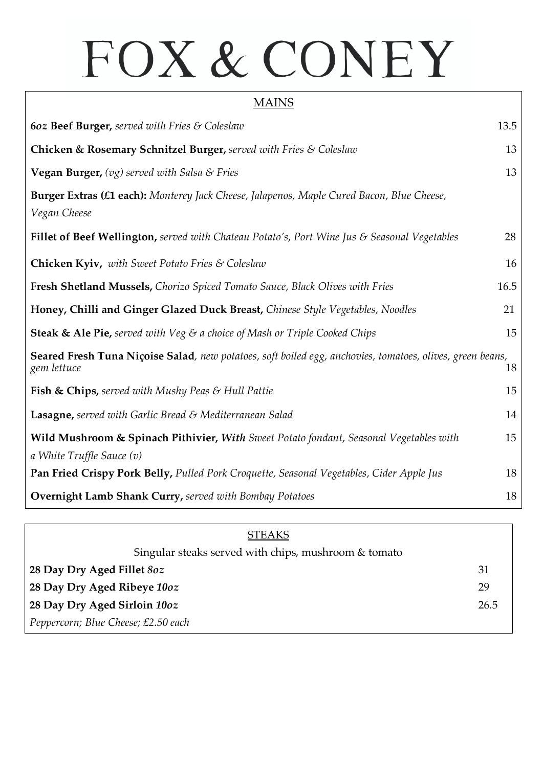# FOX & CONEY

## MAINS

| | |
|---|---|
| **6*oz* Beef Burger,** *served with Fries & Coleslaw* | 13.5 |
| **Chicken & Rosemary Schnitzel Burger,** *served with Fries & Coleslaw* | 13 |
| **Vegan Burger,** *(vg) served with Salsa & Fries* | 13 |
| **Burger Extras (£1 each):** *Monterey Jack Cheese, Jalapenos, Maple Cured Bacon, Blue Cheese, Vegan Cheese* | |
| **Fillet of Beef Wellington,** *served with Chateau Potato's, Port Wine Jus & Seasonal Vegetables* | 28 |
| **Chicken Kyiv,** *with Sweet Potato Fries & Coleslaw* | 16 |
| **Fresh Shetland Mussels,** *Chorizo Spiced Tomato Sauce, Black Olives with Fries* | 16.5 |
| **Honey, Chilli and Ginger Glazed Duck Breast,** *Chinese Style Vegetables, Noodles* | 21 |
| **Steak & Ale Pie,** *served with Veg & a choice of Mash or Triple Cooked Chips* | 15 |
| **Seared Fresh Tuna Niçoise Salad***, new potatoes, soft boiled egg, anchovies, tomatoes, olives, green beans, gem lettuce* | 18 |
| **Fish & Chips,** *served with Mushy Peas & Hull Pattie* | 15 |
| **Lasagne,** *served with Garlic Bread & Mediterranean Salad* | 14 |
| **Wild Mushroom & Spinach Pithivier,** ***With*** *Sweet Potato fondant, Seasonal Vegetables with a White Truffle Sauce (v)* | 15 |
| **Pan Fried Crispy Pork Belly,** *Pulled Pork Croquette, Seasonal Vegetables, Cider Apple Jus* | 18 |
| **Overnight Lamb Shank Curry,** *served with Bombay Potatoes* | 18 |

## STEAKS

Singular steaks served with chips, mushroom & tomato

| | |
|---|---|
| **28 Day Dry Aged Fillet *8oz*** | 31 |
| **28 Day Dry Aged Ribeye *10oz*** | 29 |
| **28 Day Dry Aged Sirloin *10oz*** | 26.5 |

*Peppercorn; Blue Cheese; £2.50 each*